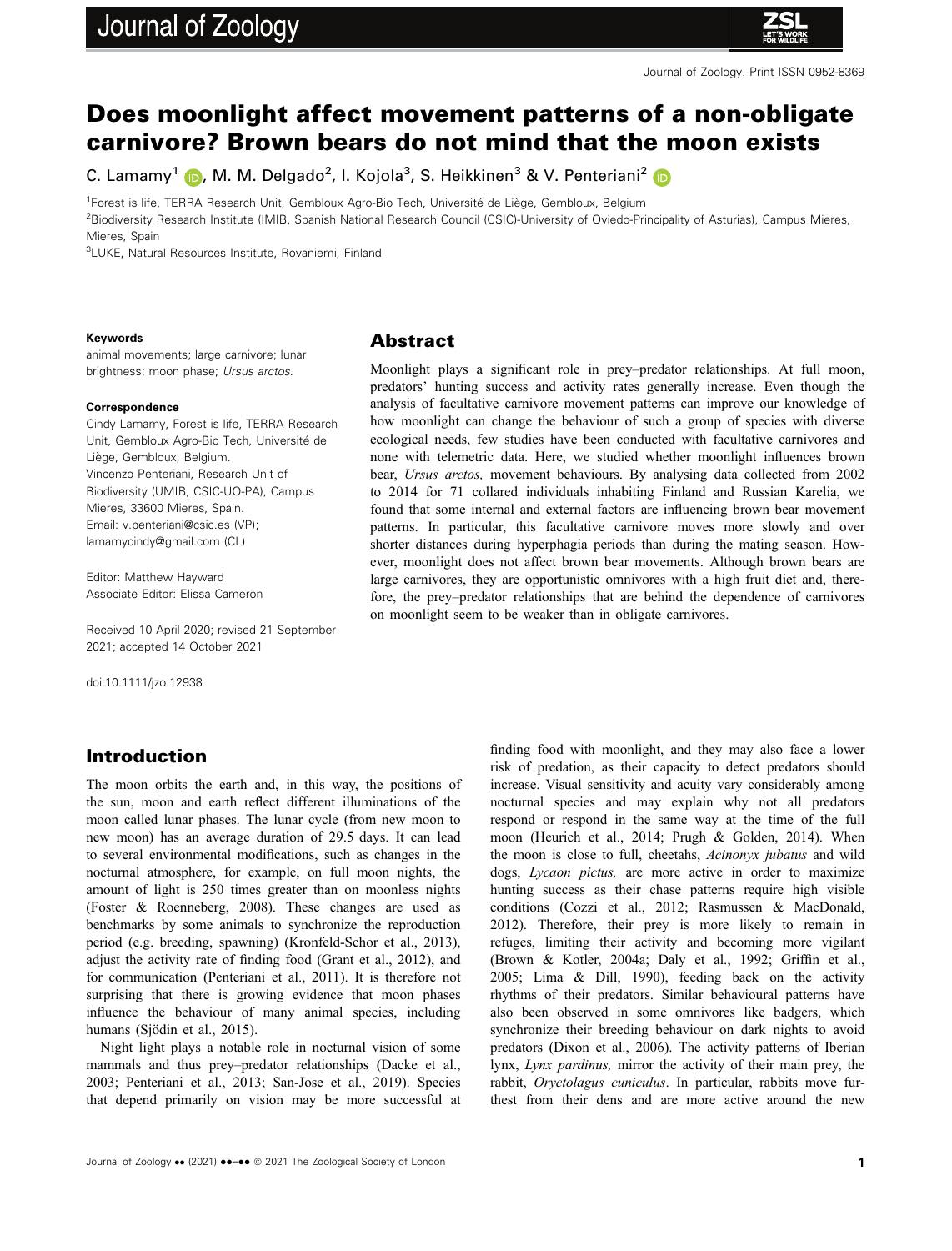# Does moonlight affect movement patterns of a non-obligate carnivore? Brown bears do not mind that the moon exists

C. Lamamy[1], M. M. Delgado[2], I. Kojola[3], S. Heikkinen[3] & V. Penteriani[2]

[1]Forest is life, TERRA Research Unit, Gembloux Agro-Bio Tech, Université de Liège, Gembloux, Belgium

[2]Biodiversity Research Institute (IMIB, Spanish National Research Council (CSIC)-University of Oviedo-Principality of Asturias), Campus Mieres, Mieres, Spain

[3]LUKE, Natural Resources Institute, Rovaniemi, Finland

**Keywords**

animal movements; large carnivore; lunar brightness; moon phase; *Ursus arctos*.

**Correspondence**

Cindy Lamamy, Forest is life, TERRA Research Unit, Gembloux Agro-Bio Tech, Université de Liège, Gembloux, Belgium.
Vincenzo Penteriani, Research Unit of Biodiversity (UMIB, CSIC-UO-PA), Campus Mieres, 33600 Mieres, Spain.
Email: v.penteriani@csic.es (VP); lamamycindy@gmail.com (CL)

Editor: Matthew Hayward
Associate Editor: Elissa Cameron

Received 10 April 2020; revised 21 September 2021; accepted 14 October 2021

doi:10.1111/jzo.12938

## Abstract

Moonlight plays a significant role in prey–predator relationships. At full moon, predators' hunting success and activity rates generally increase. Even though the analysis of facultative carnivore movement patterns can improve our knowledge of how moonlight can change the behaviour of such a group of species with diverse ecological needs, few studies have been conducted with facultative carnivores and none with telemetric data. Here, we studied whether moonlight influences brown bear, *Ursus arctos,* movement behaviours. By analysing data collected from 2002 to 2014 for 71 collared individuals inhabiting Finland and Russian Karelia, we found that some internal and external factors are influencing brown bear movement patterns. In particular, this facultative carnivore moves more slowly and over shorter distances during hyperphagia periods than during the mating season. However, moonlight does not affect brown bear movements. Although brown bears are large carnivores, they are opportunistic omnivores with a high fruit diet and, therefore, the prey–predator relationships that are behind the dependence of carnivores on moonlight seem to be weaker than in obligate carnivores.

## Introduction

The moon orbits the earth and, in this way, the positions of the sun, moon and earth reflect different illuminations of the moon called lunar phases. The lunar cycle (from new moon to new moon) has an average duration of 29.5 days. It can lead to several environmental modifications, such as changes in the nocturnal atmosphere, for example, on full moon nights, the amount of light is 250 times greater than on moonless nights (Foster & Roenneberg, 2008). These changes are used as benchmarks by some animals to synchronize the reproduction period (e.g. breeding, spawning) (Kronfeld-Schor et al., 2013), adjust the activity rate of finding food (Grant et al., 2012), and for communication (Penteriani et al., 2011). It is therefore not surprising that there is growing evidence that moon phases influence the behaviour of many animal species, including humans (Sjödin et al., 2015).

Night light plays a notable role in nocturnal vision of some mammals and thus prey–predator relationships (Dacke et al., 2003; Penteriani et al., 2013; San-Jose et al., 2019). Species that depend primarily on vision may be more successful at finding food with moonlight, and they may also face a lower risk of predation, as their capacity to detect predators should increase. Visual sensitivity and acuity vary considerably among nocturnal species and may explain why not all predators respond or respond in the same way at the time of the full moon (Heurich et al., 2014; Prugh & Golden, 2014). When the moon is close to full, cheetahs, *Acinonyx jubatus* and wild dogs, *Lycaon pictus,* are more active in order to maximize hunting success as their chase patterns require high visible conditions (Cozzi et al., 2012; Rasmussen & MacDonald, 2012). Therefore, their prey is more likely to remain in refuges, limiting their activity and becoming more vigilant (Brown & Kotler, 2004a; Daly et al., 1992; Griffin et al., 2005; Lima & Dill, 1990), feeding back on the activity rhythms of their predators. Similar behavioural patterns have also been observed in some omnivores like badgers, which synchronize their breeding behaviour on dark nights to avoid predators (Dixon et al., 2006). The activity patterns of Iberian lynx, *Lynx pardinus,* mirror the activity of their main prey, the rabbit, *Oryctolagus cuniculus*. In particular, rabbits move furthest from their dens and are more active around the new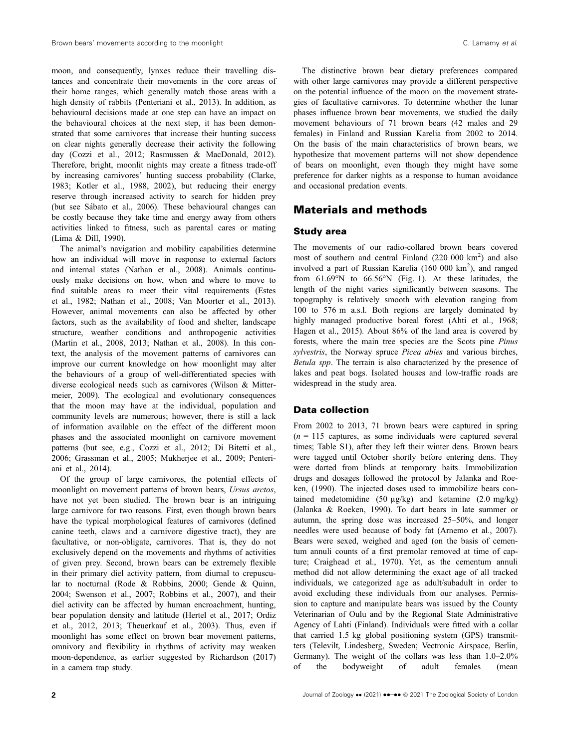moon, and consequently, lynxes reduce their travelling distances and concentrate their movements in the core areas of their home ranges, which generally match those areas with a high density of rabbits (Penteriani et al., 2013). In addition, as behavioural decisions made at one step can have an impact on the behavioural choices at the next step, it has been demonstrated that some carnivores that increase their hunting success on clear nights generally decrease their activity the following day (Cozzi et al., 2012; Rasmussen & MacDonald, 2012). Therefore, bright, moonlit nights may create a fitness trade-off by increasing carnivores' hunting success probability (Clarke, 1983; Kotler et al., 1988, 2002), but reducing their energy reserve through increased activity to search for hidden prey (but see Sábato et al., 2006). These behavioural changes can be costly because they take time and energy away from others activities linked to fitness, such as parental cares or mating (Lima & Dill, 1990).

The animal's navigation and mobility capabilities determine how an individual will move in response to external factors and internal states (Nathan et al., 2008). Animals continuously make decisions on how, when and where to move to find suitable areas to meet their vital requirements (Estes et al., 1982; Nathan et al., 2008; Van Moorter et al., 2013). However, animal movements can also be affected by other factors, such as the availability of food and shelter, landscape structure, weather conditions and anthropogenic activities (Martin et al., 2008, 2013; Nathan et al., 2008). In this context, the analysis of the movement patterns of carnivores can improve our current knowledge on how moonlight may alter the behaviours of a group of well-differentiated species with diverse ecological needs such as carnivores (Wilson & Mittermeier, 2009). The ecological and evolutionary consequences that the moon may have at the individual, population and community levels are numerous; however, there is still a lack of information available on the effect of the different moon phases and the associated moonlight on carnivore movement patterns (but see, e.g., Cozzi et al., 2012; Di Bitetti et al., 2006; Grassman et al., 2005; Mukherjee et al., 2009; Penteriani et al., 2014).

Of the group of large carnivores, the potential effects of moonlight on movement patterns of brown bears, *Ursus arctos*, have not yet been studied. The brown bear is an intriguing large carnivore for two reasons. First, even though brown bears have the typical morphological features of carnivores (defined canine teeth, claws and a carnivore digestive tract), they are facultative, or non-obligate, carnivores. That is, they do not exclusively depend on the movements and rhythms of activities of given prey. Second, brown bears can be extremely flexible in their primary diel activity pattern, from diurnal to crepuscular to nocturnal (Rode & Robbins, 2000; Gende & Quinn, 2004; Swenson et al., 2007; Robbins et al., 2007), and their diel activity can be affected by human encroachment, hunting, bear population density and latitude (Hertel et al., 2017; Ordiz et al., 2012, 2013; Theuerkauf et al., 2003). Thus, even if moonlight has some effect on brown bear movement patterns, omnivory and flexibility in rhythms of activity may weaken moon-dependence, as earlier suggested by Richardson (2017) in a camera trap study.

The distinctive brown bear dietary preferences compared with other large carnivores may provide a different perspective on the potential influence of the moon on the movement strategies of facultative carnivores. To determine whether the lunar phases influence brown bear movements, we studied the daily movement behaviours of 71 brown bears (42 males and 29 females) in Finland and Russian Karelia from 2002 to 2014. On the basis of the main characteristics of brown bears, we hypothesize that movement patterns will not show dependence of bears on moonlight, even though they might have some preference for darker nights as a response to human avoidance and occasional predation events.

## Materials and methods

### Study area

The movements of our radio-collared brown bears covered most of southern and central Finland (220 000 km$^2$) and also involved a part of Russian Karelia (160 000 km$^2$), and ranged from 61.69°N to 66.56°N (Fig. 1). At these latitudes, the length of the night varies significantly between seasons. The topography is relatively smooth with elevation ranging from 100 to 576 m a.s.l. Both regions are largely dominated by highly managed productive boreal forest (Ahti et al., 1968; Hagen et al., 2015). About 86% of the land area is covered by forests, where the main tree species are the Scots pine *Pinus sylvestris*, the Norway spruce *Picea abies* and various birches, *Betula spp*. The terrain is also characterized by the presence of lakes and peat bogs. Isolated houses and low-traffic roads are widespread in the study area.

### Data collection

From 2002 to 2013, 71 brown bears were captured in spring ($n = 115$ captures, as some individuals were captured several times; Table S1), after they left their winter dens. Brown bears were tagged until October shortly before entering dens. They were darted from blinds at temporary baits. Immobilization drugs and dosages followed the protocol by Jalanka and Roeken, (1990). The injected doses used to immobilize bears contained medetomidine (50 µg/kg) and ketamine (2.0 mg/kg) (Jalanka & Roeken, 1990). To dart bears in late summer or autumn, the spring dose was increased 25–50%, and longer needles were used because of body fat (Arnemo et al., 2007). Bears were sexed, weighed and aged (on the basis of cementum annuli counts of a first premolar removed at time of capture; Craighead et al., 1970). Yet, as the cementum annuli method did not allow determining the exact age of all tracked individuals, we categorized age as adult/subadult in order to avoid excluding these individuals from our analyses. Permission to capture and manipulate bears was issued by the County Veterinarian of Oulu and by the Regional State Administrative Agency of Lahti (Finland). Individuals were fitted with a collar that carried 1.5 kg global positioning system (GPS) transmitters (Televilt, Lindesberg, Sweden; Vectronic Airspace, Berlin, Germany). The weight of the collars was less than 1.0–2.0% of the bodyweight of adult females (mean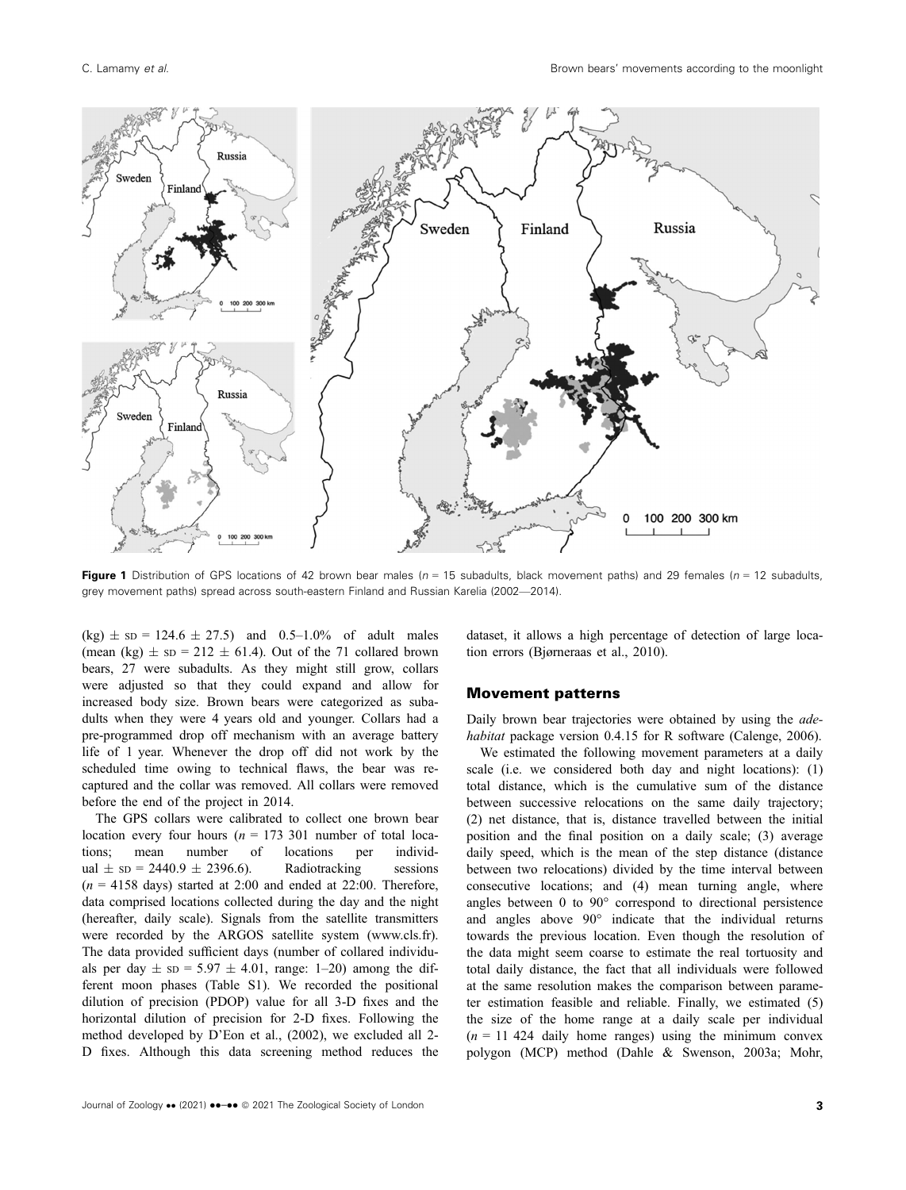**Figure 1** Distribution of GPS locations of 42 brown bear males ($n$ = 15 subadults, black movement paths) and 29 females ($n$ = 12 subadults, grey movement paths) spread across south-eastern Finland and Russian Karelia (2002—2014).

(kg) ± SD = 124.6 ± 27.5) and 0.5–1.0% of adult males (mean (kg) ± SD = 212 ± 61.4). Out of the 71 collared brown bears, 27 were subadults. As they might still grow, collars were adjusted so that they could expand and allow for increased body size. Brown bears were categorized as subadults when they were 4 years old and younger. Collars had a pre-programmed drop off mechanism with an average battery life of 1 year. Whenever the drop off did not work by the scheduled time owing to technical flaws, the bear was recaptured and the collar was removed. All collars were removed before the end of the project in 2014.

The GPS collars were calibrated to collect one brown bear location every four hours ($n$ = 173 301 number of total locations; mean number of locations per individual ± SD = 2440.9 ± 2396.6). Radiotracking sessions ($n$ = 4158 days) started at 2:00 and ended at 22:00. Therefore, data comprised locations collected during the day and the night (hereafter, daily scale). Signals from the satellite transmitters were recorded by the ARGOS satellite system (www.cls.fr). The data provided sufficient days (number of collared individuals per day ± SD = 5.97 ± 4.01, range: 1–20) among the different moon phases (Table S1). We recorded the positional dilution of precision (PDOP) value for all 3-D fixes and the horizontal dilution of precision for 2-D fixes. Following the method developed by D'Eon et al., (2002), we excluded all 2-D fixes. Although this data screening method reduces the dataset, it allows a high percentage of detection of large location errors (Bjørneraas et al., 2010).

## Movement patterns

Daily brown bear trajectories were obtained by using the *adehabitat* package version 0.4.15 for R software (Calenge, 2006).

We estimated the following movement parameters at a daily scale (i.e. we considered both day and night locations): (1) total distance, which is the cumulative sum of the distance between successive relocations on the same daily trajectory; (2) net distance, that is, distance travelled between the initial position and the final position on a daily scale; (3) average daily speed, which is the mean of the step distance (distance between two relocations) divided by the time interval between consecutive locations; and (4) mean turning angle, where angles between 0 to 90° correspond to directional persistence and angles above 90° indicate that the individual returns towards the previous location. Even though the resolution of the data might seem coarse to estimate the real tortuosity and total daily distance, the fact that all individuals were followed at the same resolution makes the comparison between parameter estimation feasible and reliable. Finally, we estimated (5) the size of the home range at a daily scale per individual ($n$ = 11 424 daily home ranges) using the minimum convex polygon (MCP) method (Dahle & Swenson, 2003a; Mohr,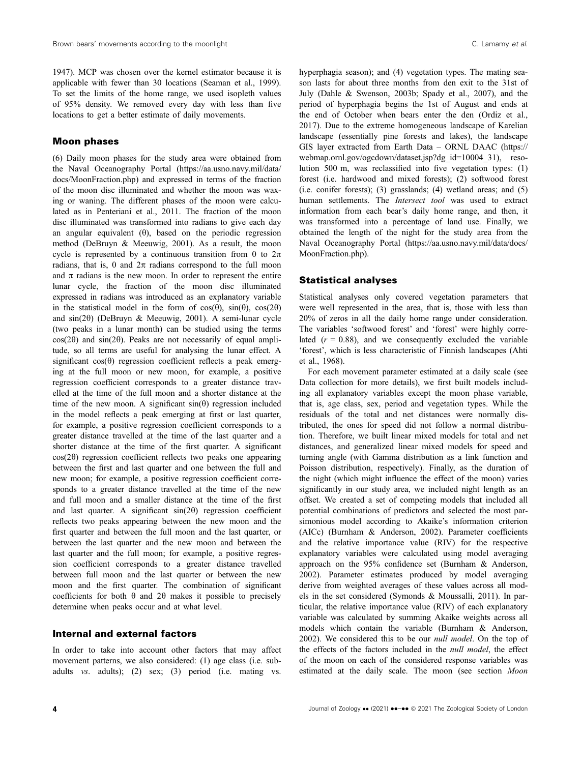1947). MCP was chosen over the kernel estimator because it is applicable with fewer than 30 locations (Seaman et al., 1999). To set the limits of the home range, we used isopleth values of 95% density. We removed every day with less than five locations to get a better estimate of daily movements.

## Moon phases

(6) Daily moon phases for the study area were obtained from the Naval Oceanography Portal (https://aa.usno.navy.mil/data/docs/MoonFraction.php) and expressed in terms of the fraction of the moon disc illuminated and whether the moon was waxing or waning. The different phases of the moon were calculated as in Penteriani et al., 2011. The fraction of the moon disc illuminated was transformed into radians to give each day an angular equivalent (θ), based on the periodic regression method (DeBruyn & Meeuwig, 2001). As a result, the moon cycle is represented by a continuous transition from 0 to $2\pi$ radians, that is, 0 and $2\pi$ radians correspond to the full moon and $\pi$ radians is the new moon. In order to represent the entire lunar cycle, the fraction of the moon disc illuminated expressed in radians was introduced as an explanatory variable in the statistical model in the form of $\cos(\theta)$, $\sin(\theta)$, $\cos(2\theta)$ and $\sin(2\theta)$ (DeBruyn & Meeuwig, 2001). A semi-lunar cycle (two peaks in a lunar month) can be studied using the terms $\cos(2\theta)$ and $\sin(2\theta)$. Peaks are not necessarily of equal amplitude, so all terms are useful for analysing the lunar effect. A significant $\cos(\theta)$ regression coefficient reflects a peak emerging at the full moon or new moon, for example, a positive regression coefficient corresponds to a greater distance travelled at the time of the full moon and a shorter distance at the time of the new moon. A significant $\sin(\theta)$ regression included in the model reflects a peak emerging at first or last quarter, for example, a positive regression coefficient corresponds to a greater distance travelled at the time of the last quarter and a shorter distance at the time of the first quarter. A significant $\cos(2\theta)$ regression coefficient reflects two peaks one appearing between the first and last quarter and one between the full and new moon; for example, a positive regression coefficient corresponds to a greater distance travelled at the time of the new and full moon and a smaller distance at the time of the first and last quarter. A significant $\sin(2\theta)$ regression coefficient reflects two peaks appearing between the new moon and the first quarter and between the full moon and the last quarter, or between the last quarter and the new moon and between the last quarter and the full moon; for example, a positive regression coefficient corresponds to a greater distance travelled between full moon and the last quarter or between the new moon and the first quarter. The combination of significant coefficients for both θ and 2θ makes it possible to precisely determine when peaks occur and at what level.

## Internal and external factors

In order to take into account other factors that may affect movement patterns, we also considered: (1) age class (i.e. subadults *vs*. adults); (2) sex; (3) period (i.e. mating vs. hyperphagia season); and (4) vegetation types. The mating season lasts for about three months from den exit to the 31st of July (Dahle & Swenson, 2003b; Spady et al., 2007), and the period of hyperphagia begins the 1st of August and ends at the end of October when bears enter the den (Ordiz et al., 2017). Due to the extreme homogeneous landscape of Karelian landscape (essentially pine forests and lakes), the landscape GIS layer extracted from Earth Data – ORNL DAAC (https://webmap.ornl.gov/ogcdown/dataset.jsp?dg_id=10004_31), resolution 500 m, was reclassified into five vegetation types: (1) forest (i.e. hardwood and mixed forests); (2) softwood forest (i.e. conifer forests); (3) grasslands; (4) wetland areas; and (5) human settlements. The *Intersect tool* was used to extract information from each bear's daily home range, and then, it was transformed into a percentage of land use. Finally, we obtained the length of the night for the study area from the Naval Oceanography Portal (https://aa.usno.navy.mil/data/docs/MoonFraction.php).

## Statistical analyses

Statistical analyses only covered vegetation parameters that were well represented in the area, that is, those with less than 20% of zeros in all the daily home range under consideration. The variables 'softwood forest' and 'forest' were highly correlated ($r = 0.88$), and we consequently excluded the variable 'forest', which is less characteristic of Finnish landscapes (Ahti et al., 1968).

For each movement parameter estimated at a daily scale (see Data collection for more details), we first built models including all explanatory variables except the moon phase variable, that is, age class, sex, period and vegetation types. While the residuals of the total and net distances were normally distributed, the ones for speed did not follow a normal distribution. Therefore, we built linear mixed models for total and net distances, and generalized linear mixed models for speed and turning angle (with Gamma distribution as a link function and Poisson distribution, respectively). Finally, as the duration of the night (which might influence the effect of the moon) varies significantly in our study area, we included night length as an offset. We created a set of competing models that included all potential combinations of predictors and selected the most parsimonious model according to Akaike's information criterion (AICc) (Burnham & Anderson, 2002). Parameter coefficients and the relative importance value (RIV) for the respective explanatory variables were calculated using model averaging approach on the 95% confidence set (Burnham & Anderson, 2002). Parameter estimates produced by model averaging derive from weighted averages of these values across all models in the set considered (Symonds & Moussalli, 2011). In particular, the relative importance value (RIV) of each explanatory variable was calculated by summing Akaike weights across all models which contain the variable (Burnham & Anderson, 2002). We considered this to be our *null model*. On the top of the effects of the factors included in the *null model*, the effect of the moon on each of the considered response variables was estimated at the daily scale. The moon (see section *Moon*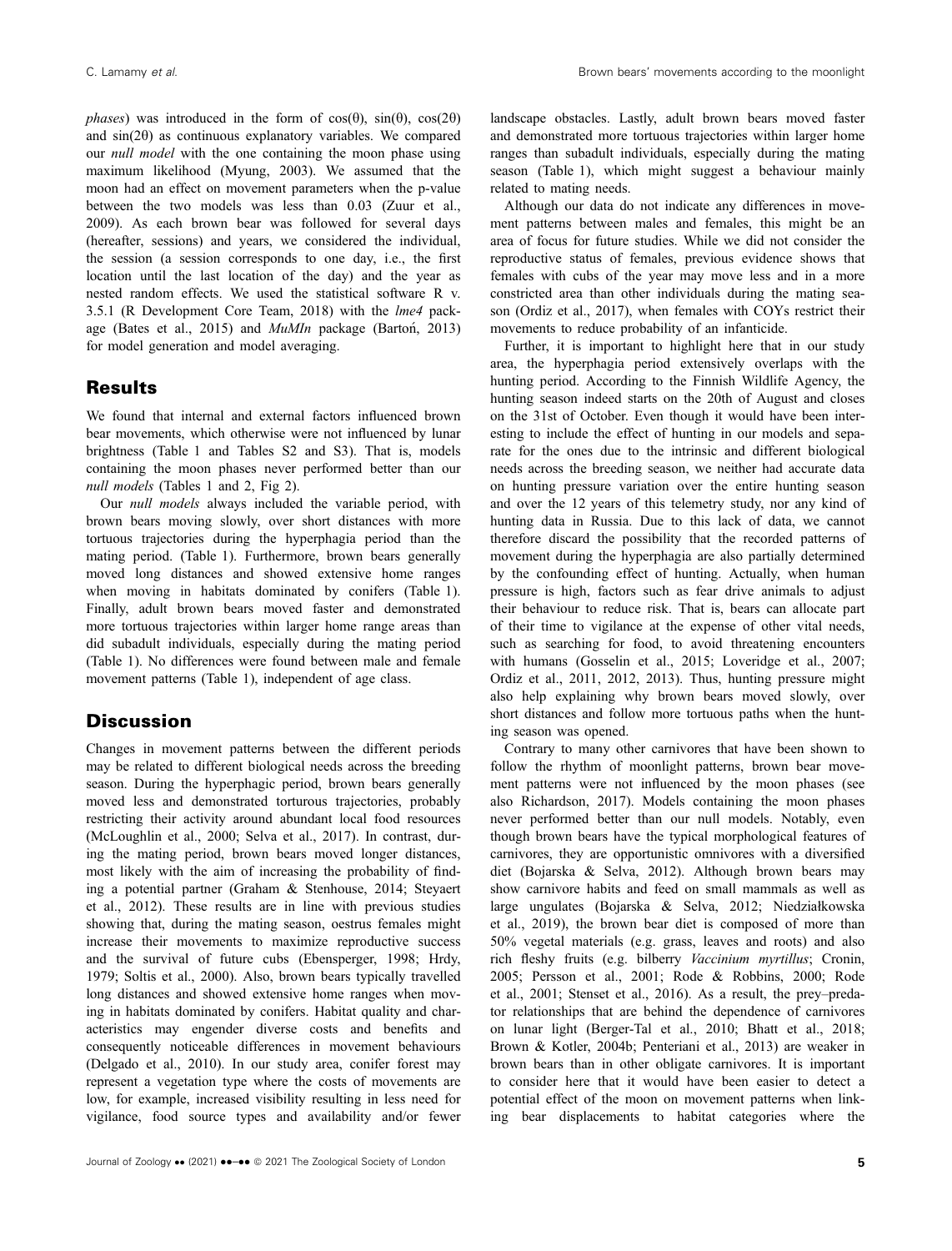*phases*) was introduced in the form of $\cos(\theta)$, $\sin(\theta)$, $\cos(2\theta)$ and $\sin(2\theta)$ as continuous explanatory variables. We compared our *null model* with the one containing the moon phase using maximum likelihood (Myung, 2003). We assumed that the moon had an effect on movement parameters when the p-value between the two models was less than 0.03 (Zuur et al., 2009). As each brown bear was followed for several days (hereafter, sessions) and years, we considered the individual, the session (a session corresponds to one day, i.e., the first location until the last location of the day) and the year as nested random effects. We used the statistical software R v. 3.5.1 (R Development Core Team, 2018) with the *lme4* package (Bates et al., 2015) and *MuMIn* package (Bartoń, 2013) for model generation and model averaging.

## Results

We found that internal and external factors influenced brown bear movements, which otherwise were not influenced by lunar brightness (Table 1 and Tables S2 and S3). That is, models containing the moon phases never performed better than our *null models* (Tables 1 and 2, Fig 2).

Our *null models* always included the variable period, with brown bears moving slowly, over short distances with more tortuous trajectories during the hyperphagia period than the mating period. (Table 1). Furthermore, brown bears generally moved long distances and showed extensive home ranges when moving in habitats dominated by conifers (Table 1). Finally, adult brown bears moved faster and demonstrated more tortuous trajectories within larger home range areas than did subadult individuals, especially during the mating period (Table 1). No differences were found between male and female movement patterns (Table 1), independent of age class.

## Discussion

Changes in movement patterns between the different periods may be related to different biological needs across the breeding season. During the hyperphagic period, brown bears generally moved less and demonstrated torturous trajectories, probably restricting their activity around abundant local food resources (McLoughlin et al., 2000; Selva et al., 2017). In contrast, during the mating period, brown bears moved longer distances, most likely with the aim of increasing the probability of finding a potential partner (Graham & Stenhouse, 2014; Steyaert et al., 2012). These results are in line with previous studies showing that, during the mating season, oestrus females might increase their movements to maximize reproductive success and the survival of future cubs (Ebensperger, 1998; Hrdy, 1979; Soltis et al., 2000). Also, brown bears typically travelled long distances and showed extensive home ranges when moving in habitats dominated by conifers. Habitat quality and characteristics may engender diverse costs and benefits and consequently noticeable differences in movement behaviours (Delgado et al., 2010). In our study area, conifer forest may represent a vegetation type where the costs of movements are low, for example, increased visibility resulting in less need for vigilance, food source types and availability and/or fewer landscape obstacles. Lastly, adult brown bears moved faster and demonstrated more tortuous trajectories within larger home ranges than subadult individuals, especially during the mating season (Table 1), which might suggest a behaviour mainly related to mating needs.

Although our data do not indicate any differences in movement patterns between males and females, this might be an area of focus for future studies. While we did not consider the reproductive status of females, previous evidence shows that females with cubs of the year may move less and in a more constricted area than other individuals during the mating season (Ordiz et al., 2017), when females with COYs restrict their movements to reduce probability of an infanticide.

Further, it is important to highlight here that in our study area, the hyperphagia period extensively overlaps with the hunting period. According to the Finnish Wildlife Agency, the hunting season indeed starts on the 20th of August and closes on the 31st of October. Even though it would have been interesting to include the effect of hunting in our models and separate for the ones due to the intrinsic and different biological needs across the breeding season, we neither had accurate data on hunting pressure variation over the entire hunting season and over the 12 years of this telemetry study, nor any kind of hunting data in Russia. Due to this lack of data, we cannot therefore discard the possibility that the recorded patterns of movement during the hyperphagia are also partially determined by the confounding effect of hunting. Actually, when human pressure is high, factors such as fear drive animals to adjust their behaviour to reduce risk. That is, bears can allocate part of their time to vigilance at the expense of other vital needs, such as searching for food, to avoid threatening encounters with humans (Gosselin et al., 2015; Loveridge et al., 2007; Ordiz et al., 2011, 2012, 2013). Thus, hunting pressure might also help explaining why brown bears moved slowly, over short distances and follow more tortuous paths when the hunting season was opened.

Contrary to many other carnivores that have been shown to follow the rhythm of moonlight patterns, brown bear movement patterns were not influenced by the moon phases (see also Richardson, 2017). Models containing the moon phases never performed better than our null models. Notably, even though brown bears have the typical morphological features of carnivores, they are opportunistic omnivores with a diversified diet (Bojarska & Selva, 2012). Although brown bears may show carnivore habits and feed on small mammals as well as large ungulates (Bojarska & Selva, 2012; Niedziałkowska et al., 2019), the brown bear diet is composed of more than 50% vegetal materials (e.g. grass, leaves and roots) and also rich fleshy fruits (e.g. bilberry *Vaccinium myrtillus*; Cronin, 2005; Persson et al., 2001; Rode & Robbins, 2000; Rode et al., 2001; Stenset et al., 2016). As a result, the prey–predator relationships that are behind the dependence of carnivores on lunar light (Berger-Tal et al., 2010; Bhatt et al., 2018; Brown & Kotler, 2004b; Penteriani et al., 2013) are weaker in brown bears than in other obligate carnivores. It is important to consider here that it would have been easier to detect a potential effect of the moon on movement patterns when linking bear displacements to habitat categories where the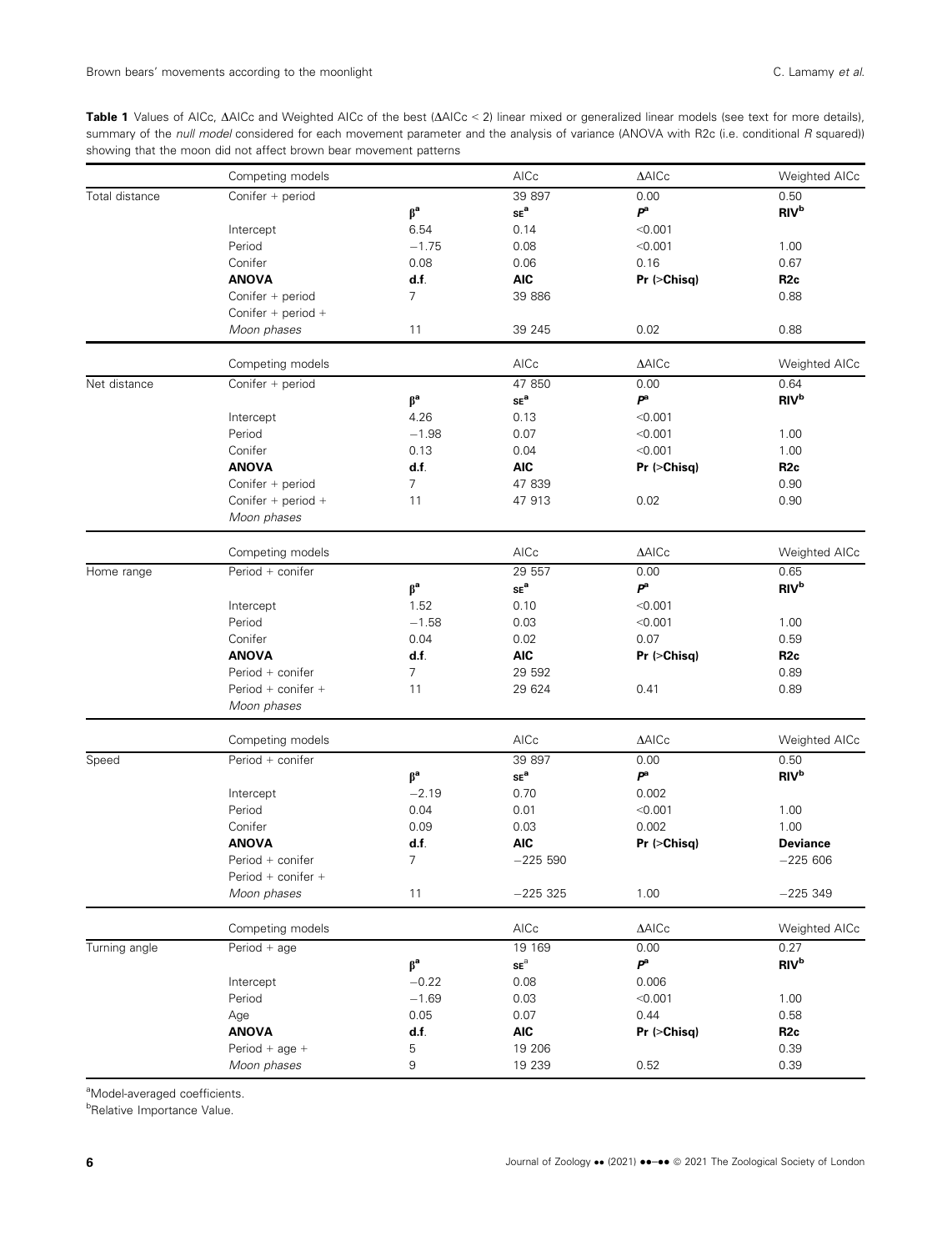**Table 1** Values of AICc, ΔAICc and Weighted AICc of the best (ΔAICc < 2) linear mixed or generalized linear models (see text for more details), summary of the *null model* considered for each movement parameter and the analysis of variance (ANOVA with R2c (i.e. conditional *R* squared)) showing that the moon did not affect brown bear movement patterns

| | Competing models | | AICc | ΔAICc | Weighted AICc |
|---|---|---|---|---|---|
| Total distance | Conifer + period | | 39 897 | 0.00 | 0.50 |
| | | β[a] | SE[a] | *P*[a] | RIV[b] |
| | Intercept | 6.54 | 0.14 | <0.001 | |
| | Period | −1.75 | 0.08 | <0.001 | 1.00 |
| | Conifer | 0.08 | 0.06 | 0.16 | 0.67 |
| | **ANOVA** | **d.f.** | **AIC** | **Pr (>Chisq)** | **R2c** |
| | Conifer + period | 7 | 39 886 | | 0.88 |
| | Conifer + period + *Moon phases* | 11 | 39 245 | 0.02 | 0.88 |
| | Competing models | | AICc | ΔAICc | Weighted AICc |
| Net distance | Conifer + period | | 47 850 | 0.00 | 0.64 |
| | | β[a] | SE[a] | *P*[a] | RIV[b] |
| | Intercept | 4.26 | 0.13 | <0.001 | |
| | Period | −1.98 | 0.07 | <0.001 | 1.00 |
| | Conifer | 0.13 | 0.04 | <0.001 | 1.00 |
| | **ANOVA** | **d.f.** | **AIC** | **Pr (>Chisq)** | **R2c** |
| | Conifer + period | 7 | 47 839 | | 0.90 |
| | Conifer + period + *Moon phases* | 11 | 47 913 | 0.02 | 0.90 |
| | Competing models | | AICc | ΔAICc | Weighted AICc |
| Home range | Period + conifer | | 29 557 | 0.00 | 0.65 |
| | | β[a] | SE[a] | *P*[a] | RIV[b] |
| | Intercept | 1.52 | 0.10 | <0.001 | |
| | Period | −1.58 | 0.03 | <0.001 | 1.00 |
| | Conifer | 0.04 | 0.02 | 0.07 | 0.59 |
| | **ANOVA** | **d.f.** | **AIC** | **Pr (>Chisq)** | **R2c** |
| | Period + conifer | 7 | 29 592 | | 0.89 |
| | Period + conifer + *Moon phases* | 11 | 29 624 | 0.41 | 0.89 |
| | Competing models | | AICc | ΔAICc | Weighted AICc |
| Speed | Period + conifer | | 39 897 | 0.00 | 0.50 |
| | | β[a] | SE[a] | *P*[a] | RIV[b] |
| | Intercept | −2.19 | 0.70 | 0.002 | |
| | Period | 0.04 | 0.01 | <0.001 | 1.00 |
| | Conifer | 0.09 | 0.03 | 0.002 | 1.00 |
| | **ANOVA** | **d.f.** | **AIC** | **Pr (>Chisq)** | **Deviance** |
| | Period + conifer | 7 | −225 590 | | −225 606 |
| | Period + conifer + *Moon phases* | 11 | −225 325 | 1.00 | −225 349 |
| | Competing models | | AICc | ΔAICc | Weighted AICc |
| Turning angle | Period + age | | 19 169 | 0.00 | 0.27 |
| | | β[a] | SE[a] | *P*[a] | RIV[b] |
| | Intercept | −0.22 | 0.08 | 0.006 | |
| | Period | −1.69 | 0.03 | <0.001 | 1.00 |
| | Age | 0.05 | 0.07 | 0.44 | 0.58 |
| | **ANOVA** | **d.f.** | **AIC** | **Pr (>Chisq)** | **R2c** |
| | Period + age + | 5 | 19 206 | | 0.39 |
| | *Moon phases* | 9 | 19 239 | 0.52 | 0.39 |

[a]Model-averaged coefficients.
[b]Relative Importance Value.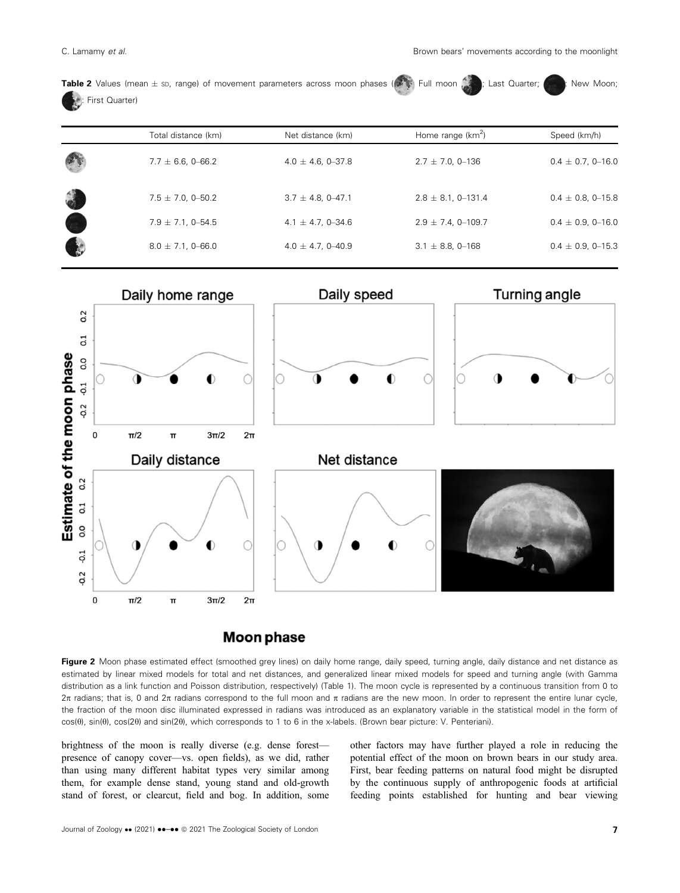**Table 2** Values (mean ± SD, range) of movement parameters across moon phases (Full moon; Last Quarter; New Moon; First Quarter)

| | Total distance (km) | Net distance (km) | Home range (km$^2$) | Speed (km/h) |
|---|---|---|---|---|
| Full moon | 7.7 ± 6.6, 0–66.2 | 4.0 ± 4.6, 0–37.8 | 2.7 ± 7.0, 0–136 | 0.4 ± 0.7, 0–16.0 |
| Last Quarter | 7.5 ± 7.0, 0–50.2 | 3.7 ± 4.8, 0–47.1 | 2.8 ± 8.1, 0–131.4 | 0.4 ± 0.8, 0–15.8 |
| New Moon | 7.9 ± 7.1, 0–54.5 | 4.1 ± 4.7, 0–34.6 | 2.9 ± 7.4, 0–109.7 | 0.4 ± 0.9, 0–16.0 |
| First Quarter | 8.0 ± 7.1, 0–66.0 | 4.0 ± 4.7, 0–40.9 | 3.1 ± 8.8, 0–168 | 0.4 ± 0.9, 0–15.3 |

**Figure 2** Moon phase estimated effect (smoothed grey lines) on daily home range, daily speed, turning angle, daily distance and net distance as estimated by linear mixed models for total and net distances, and generalized linear mixed models for speed and turning angle (with Gamma distribution as a link function and Poisson distribution, respectively) (Table 1). The moon cycle is represented by a continuous transition from 0 to $2\pi$ radians; that is, 0 and $2\pi$ radians correspond to the full moon and $\pi$ radians are the new moon. In order to represent the entire lunar cycle, the fraction of the moon disc illuminated expressed in radians was introduced as an explanatory variable in the statistical model in the form of $\cos(\theta)$, $\sin(\theta)$, $\cos(2\theta)$ and $\sin(2\theta)$, which corresponds to 1 to 6 in the x-labels. (Brown bear picture: V. Penteriani).

brightness of the moon is really diverse (e.g. dense forest—presence of canopy cover—vs. open fields), as we did, rather than using many different habitat types very similar among them, for example dense stand, young stand and old-growth stand of forest, or clearcut, field and bog. In addition, some other factors may have further played a role in reducing the potential effect of the moon on brown bears in our study area. First, bear feeding patterns on natural food might be disrupted by the continuous supply of anthropogenic foods at artificial feeding points established for hunting and bear viewing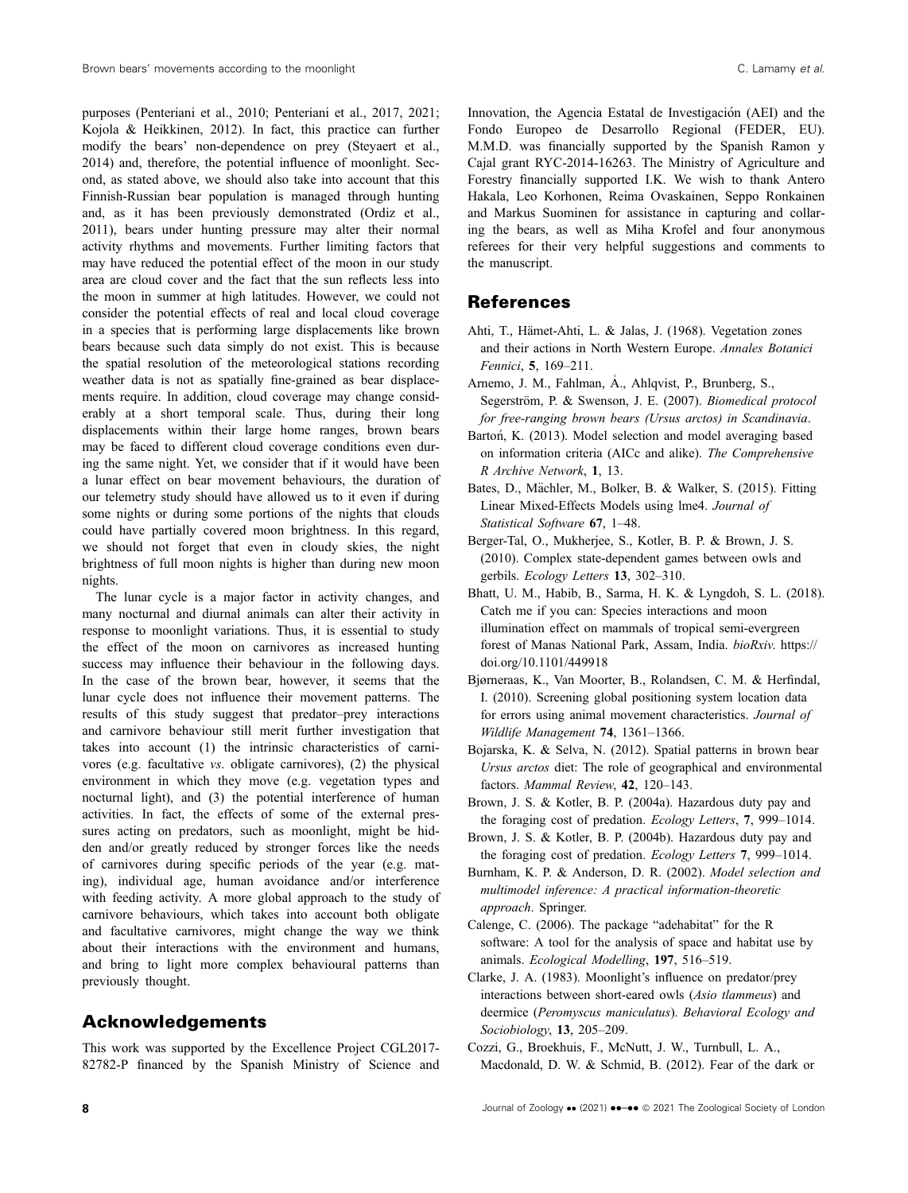purposes (Penteriani et al., 2010; Penteriani et al., 2017, 2021; Kojola & Heikkinen, 2012). In fact, this practice can further modify the bears' non-dependence on prey (Steyaert et al., 2014) and, therefore, the potential influence of moonlight. Second, as stated above, we should also take into account that this Finnish-Russian bear population is managed through hunting and, as it has been previously demonstrated (Ordiz et al., 2011), bears under hunting pressure may alter their normal activity rhythms and movements. Further limiting factors that may have reduced the potential effect of the moon in our study area are cloud cover and the fact that the sun reflects less into the moon in summer at high latitudes. However, we could not consider the potential effects of real and local cloud coverage in a species that is performing large displacements like brown bears because such data simply do not exist. This is because the spatial resolution of the meteorological stations recording weather data is not as spatially fine-grained as bear displacements require. In addition, cloud coverage may change considerably at a short temporal scale. Thus, during their long displacements within their large home ranges, brown bears may be faced to different cloud coverage conditions even during the same night. Yet, we consider that if it would have been a lunar effect on bear movement behaviours, the duration of our telemetry study should have allowed us to it even if during some nights or during some portions of the nights that clouds could have partially covered moon brightness. In this regard, we should not forget that even in cloudy skies, the night brightness of full moon nights is higher than during new moon nights.

The lunar cycle is a major factor in activity changes, and many nocturnal and diurnal animals can alter their activity in response to moonlight variations. Thus, it is essential to study the effect of the moon on carnivores as increased hunting success may influence their behaviour in the following days. In the case of the brown bear, however, it seems that the lunar cycle does not influence their movement patterns. The results of this study suggest that predator–prey interactions and carnivore behaviour still merit further investigation that takes into account (1) the intrinsic characteristics of carnivores (e.g. facultative *vs*. obligate carnivores), (2) the physical environment in which they move (e.g. vegetation types and nocturnal light), and (3) the potential interference of human activities. In fact, the effects of some of the external pressures acting on predators, such as moonlight, might be hidden and/or greatly reduced by stronger forces like the needs of carnivores during specific periods of the year (e.g. mating), individual age, human avoidance and/or interference with feeding activity. A more global approach to the study of carnivore behaviours, which takes into account both obligate and facultative carnivores, might change the way we think about their interactions with the environment and humans, and bring to light more complex behavioural patterns than previously thought.

## Acknowledgements

This work was supported by the Excellence Project CGL2017-82782-P financed by the Spanish Ministry of Science and Innovation, the Agencia Estatal de Investigación (AEI) and the Fondo Europeo de Desarrollo Regional (FEDER, EU). M.M.D. was financially supported by the Spanish Ramon y Cajal grant RYC-2014-16263. The Ministry of Agriculture and Forestry financially supported I.K. We wish to thank Antero Hakala, Leo Korhonen, Reima Ovaskainen, Seppo Ronkainen and Markus Suominen for assistance in capturing and collaring the bears, as well as Miha Krofel and four anonymous referees for their very helpful suggestions and comments to the manuscript.

## References

Ahti, T., Hämet-Ahti, L. & Jalas, J. (1968). Vegetation zones and their actions in North Western Europe. *Annales Botanici Fennici*, **5**, 169–211.

Arnemo, J. M., Fahlman, Å., Ahlqvist, P., Brunberg, S., Segerström, P. & Swenson, J. E. (2007). *Biomedical protocol for free-ranging brown bears (Ursus arctos) in Scandinavia*.

Bartoń, K. (2013). Model selection and model averaging based on information criteria (AICc and alike). *The Comprehensive R Archive Network*, **1**, 13.

Bates, D., Mächler, M., Bolker, B. & Walker, S. (2015). Fitting Linear Mixed-Effects Models using lme4. *Journal of Statistical Software* **67**, 1–48.

Berger-Tal, O., Mukherjee, S., Kotler, B. P. & Brown, J. S. (2010). Complex state-dependent games between owls and gerbils. *Ecology Letters* **13**, 302–310.

Bhatt, U. M., Habib, B., Sarma, H. K. & Lyngdoh, S. L. (2018). Catch me if you can: Species interactions and moon illumination effect on mammals of tropical semi-evergreen forest of Manas National Park, Assam, India. *bioRxiv*. https://doi.org/10.1101/449918

Bjørneraas, K., Van Moorter, B., Rolandsen, C. M. & Herfindal, I. (2010). Screening global positioning system location data for errors using animal movement characteristics. *Journal of Wildlife Management* **74**, 1361–1366.

Bojarska, K. & Selva, N. (2012). Spatial patterns in brown bear *Ursus arctos* diet: The role of geographical and environmental factors. *Mammal Review*, **42**, 120–143.

Brown, J. S. & Kotler, B. P. (2004a). Hazardous duty pay and the foraging cost of predation. *Ecology Letters*, **7**, 999–1014.

Brown, J. S. & Kotler, B. P. (2004b). Hazardous duty pay and the foraging cost of predation. *Ecology Letters* **7**, 999–1014.

Burnham, K. P. & Anderson, D. R. (2002). *Model selection and multimodel inference: A practical information-theoretic approach*. Springer.

Calenge, C. (2006). The package "adehabitat" for the R software: A tool for the analysis of space and habitat use by animals. *Ecological Modelling*, **197**, 516–519.

Clarke, J. A. (1983). Moonlight's influence on predator/prey interactions between short-eared owls (*Asio tlammeus*) and deermice (*Peromyscus maniculatus*). *Behavioral Ecology and Sociobiology*, **13**, 205–209.

Cozzi, G., Broekhuis, F., McNutt, J. W., Turnbull, L. A., Macdonald, D. W. & Schmid, B. (2012). Fear of the dark or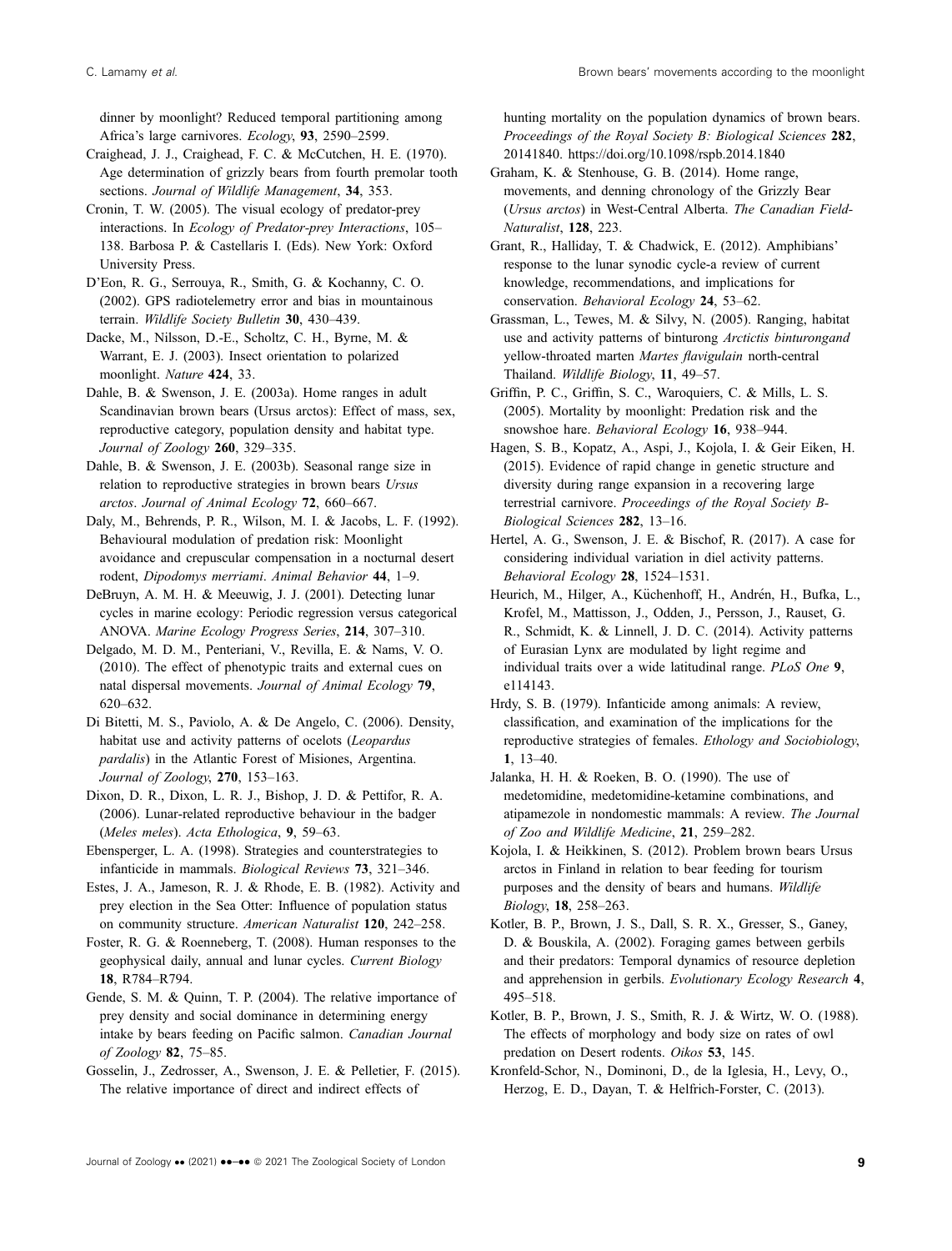dinner by moonlight? Reduced temporal partitioning among Africa's large carnivores. *Ecology*, **93**, 2590–2599.

Craighead, J. J., Craighead, F. C. & McCutchen, H. E. (1970). Age determination of grizzly bears from fourth premolar tooth sections. *Journal of Wildlife Management*, **34**, 353.

Cronin, T. W. (2005). The visual ecology of predator-prey interactions. In *Ecology of Predator-prey Interactions*, 105–138. Barbosa P. & Castellaris I. (Eds). New York: Oxford University Press.

D'Eon, R. G., Serrouya, R., Smith, G. & Kochanny, C. O. (2002). GPS radiotelemetry error and bias in mountainous terrain. *Wildlife Society Bulletin* **30**, 430–439.

Dacke, M., Nilsson, D.-E., Scholtz, C. H., Byrne, M. & Warrant, E. J. (2003). Insect orientation to polarized moonlight. *Nature* **424**, 33.

Dahle, B. & Swenson, J. E. (2003a). Home ranges in adult Scandinavian brown bears (Ursus arctos): Effect of mass, sex, reproductive category, population density and habitat type. *Journal of Zoology* **260**, 329–335.

Dahle, B. & Swenson, J. E. (2003b). Seasonal range size in relation to reproductive strategies in brown bears *Ursus arctos*. *Journal of Animal Ecology* **72**, 660–667.

Daly, M., Behrends, P. R., Wilson, M. I. & Jacobs, L. F. (1992). Behavioural modulation of predation risk: Moonlight avoidance and crepuscular compensation in a nocturnal desert rodent, *Dipodomys merriami*. *Animal Behavior* **44**, 1–9.

DeBruyn, A. M. H. & Meeuwig, J. J. (2001). Detecting lunar cycles in marine ecology: Periodic regression versus categorical ANOVA. *Marine Ecology Progress Series*, **214**, 307–310.

Delgado, M. D. M., Penteriani, V., Revilla, E. & Nams, V. O. (2010). The effect of phenotypic traits and external cues on natal dispersal movements. *Journal of Animal Ecology* **79**, 620–632.

Di Bitetti, M. S., Paviolo, A. & De Angelo, C. (2006). Density, habitat use and activity patterns of ocelots (*Leopardus pardalis*) in the Atlantic Forest of Misiones, Argentina. *Journal of Zoology*, **270**, 153–163.

Dixon, D. R., Dixon, L. R. J., Bishop, J. D. & Pettifor, R. A. (2006). Lunar-related reproductive behaviour in the badger (*Meles meles*). *Acta Ethologica*, **9**, 59–63.

Ebensperger, L. A. (1998). Strategies and counterstrategies to infanticide in mammals. *Biological Reviews* **73**, 321–346.

Estes, J. A., Jameson, R. J. & Rhode, E. B. (1982). Activity and prey election in the Sea Otter: Influence of population status on community structure. *American Naturalist* **120**, 242–258.

Foster, R. G. & Roenneberg, T. (2008). Human responses to the geophysical daily, annual and lunar cycles. *Current Biology* **18**, R784–R794.

Gende, S. M. & Quinn, T. P. (2004). The relative importance of prey density and social dominance in determining energy intake by bears feeding on Pacific salmon. *Canadian Journal of Zoology* **82**, 75–85.

Gosselin, J., Zedrosser, A., Swenson, J. E. & Pelletier, F. (2015). The relative importance of direct and indirect effects of hunting mortality on the population dynamics of brown bears. *Proceedings of the Royal Society B: Biological Sciences* **282**, 20141840. https://doi.org/10.1098/rspb.2014.1840

Graham, K. & Stenhouse, G. B. (2014). Home range, movements, and denning chronology of the Grizzly Bear (*Ursus arctos*) in West-Central Alberta. *The Canadian Field-Naturalist*, **128**, 223.

Grant, R., Halliday, T. & Chadwick, E. (2012). Amphibians' response to the lunar synodic cycle-a review of current knowledge, recommendations, and implications for conservation. *Behavioral Ecology* **24**, 53–62.

Grassman, L., Tewes, M. & Silvy, N. (2005). Ranging, habitat use and activity patterns of binturong *Arctictis binturongand* yellow-throated marten *Martes flavigulain* north-central Thailand. *Wildlife Biology*, **11**, 49–57.

Griffin, P. C., Griffin, S. C., Waroquiers, C. & Mills, L. S. (2005). Mortality by moonlight: Predation risk and the snowshoe hare. *Behavioral Ecology* **16**, 938–944.

Hagen, S. B., Kopatz, A., Aspi, J., Kojola, I. & Geir Eiken, H. (2015). Evidence of rapid change in genetic structure and diversity during range expansion in a recovering large terrestrial carnivore. *Proceedings of the Royal Society B-Biological Sciences* **282**, 13–16.

Hertel, A. G., Swenson, J. E. & Bischof, R. (2017). A case for considering individual variation in diel activity patterns. *Behavioral Ecology* **28**, 1524–1531.

Heurich, M., Hilger, A., Küchenhoff, H., Andrén, H., Bufka, L., Krofel, M., Mattisson, J., Odden, J., Persson, J., Rauset, G. R., Schmidt, K. & Linnell, J. D. C. (2014). Activity patterns of Eurasian Lynx are modulated by light regime and individual traits over a wide latitudinal range. *PLoS One* **9**, e114143.

Hrdy, S. B. (1979). Infanticide among animals: A review, classification, and examination of the implications for the reproductive strategies of females. *Ethology and Sociobiology*, **1**, 13–40.

Jalanka, H. H. & Roeken, B. O. (1990). The use of medetomidine, medetomidine-ketamine combinations, and atipamezole in nondomestic mammals: A review. *The Journal of Zoo and Wildlife Medicine*, **21**, 259–282.

Kojola, I. & Heikkinen, S. (2012). Problem brown bears Ursus arctos in Finland in relation to bear feeding for tourism purposes and the density of bears and humans. *Wildlife Biology*, **18**, 258–263.

Kotler, B. P., Brown, J. S., Dall, S. R. X., Gresser, S., Ganey, D. & Bouskila, A. (2002). Foraging games between gerbils and their predators: Temporal dynamics of resource depletion and apprehension in gerbils. *Evolutionary Ecology Research* **4**, 495–518.

Kotler, B. P., Brown, J. S., Smith, R. J. & Wirtz, W. O. (1988). The effects of morphology and body size on rates of owl predation on Desert rodents. *Oikos* **53**, 145.

Kronfeld-Schor, N., Dominoni, D., de la Iglesia, H., Levy, O., Herzog, E. D., Dayan, T. & Helfrich-Forster, C. (2013).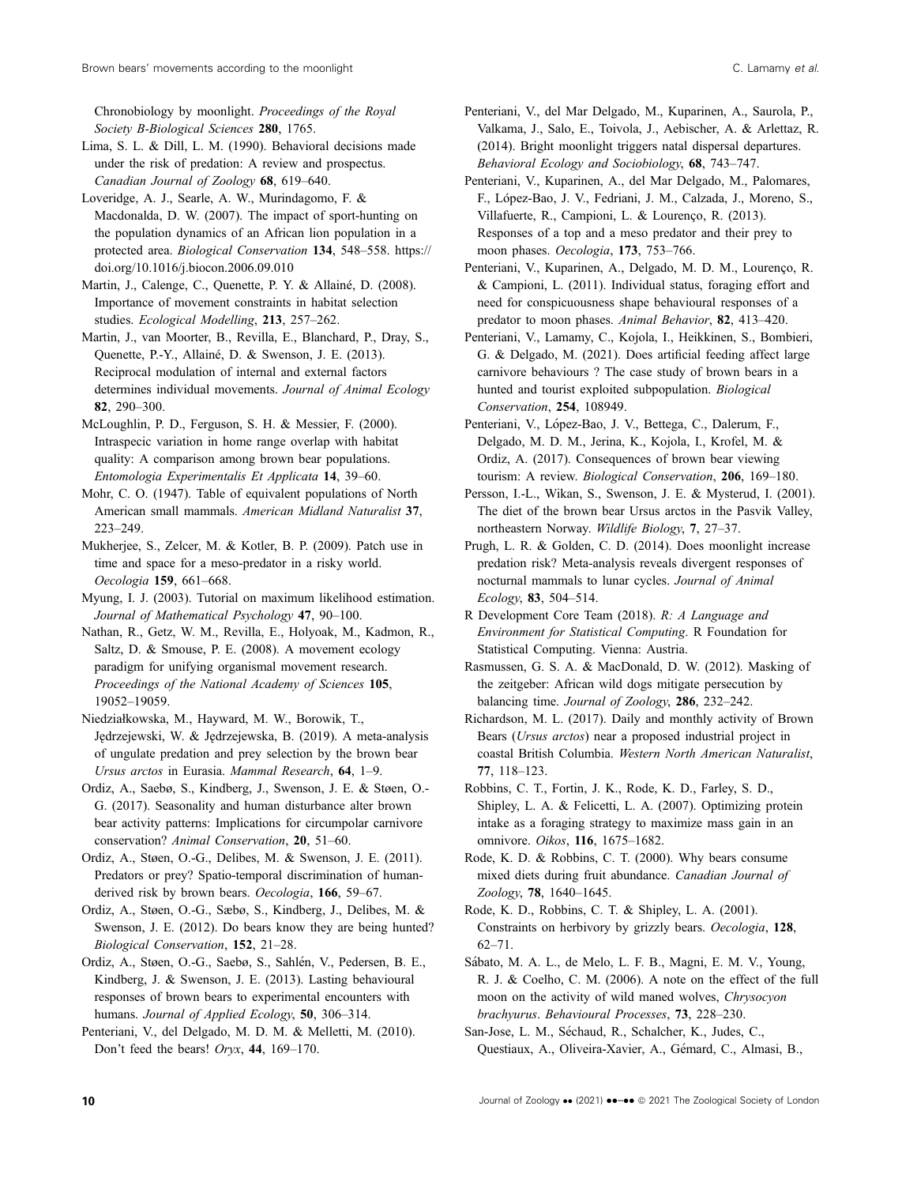Chronobiology by moonlight. *Proceedings of the Royal Society B-Biological Sciences* **280**, 1765.

Lima, S. L. & Dill, L. M. (1990). Behavioral decisions made under the risk of predation: A review and prospectus. *Canadian Journal of Zoology* **68**, 619–640.

Loveridge, A. J., Searle, A. W., Murindagomo, F. & Macdonalda, D. W. (2007). The impact of sport-hunting on the population dynamics of an African lion population in a protected area. *Biological Conservation* **134**, 548–558. https://doi.org/10.1016/j.biocon.2006.09.010

Martin, J., Calenge, C., Quenette, P. Y. & Allainé, D. (2008). Importance of movement constraints in habitat selection studies. *Ecological Modelling*, **213**, 257–262.

Martin, J., van Moorter, B., Revilla, E., Blanchard, P., Dray, S., Quenette, P.-Y., Allainé, D. & Swenson, J. E. (2013). Reciprocal modulation of internal and external factors determines individual movements. *Journal of Animal Ecology* **82**, 290–300.

McLoughlin, P. D., Ferguson, S. H. & Messier, F. (2000). Intraspecic variation in home range overlap with habitat quality: A comparison among brown bear populations. *Entomologia Experimentalis Et Applicata* **14**, 39–60.

Mohr, C. O. (1947). Table of equivalent populations of North American small mammals. *American Midland Naturalist* **37**, 223–249.

Mukherjee, S., Zelcer, M. & Kotler, B. P. (2009). Patch use in time and space for a meso-predator in a risky world. *Oecologia* **159**, 661–668.

Myung, I. J. (2003). Tutorial on maximum likelihood estimation. *Journal of Mathematical Psychology* **47**, 90–100.

Nathan, R., Getz, W. M., Revilla, E., Holyoak, M., Kadmon, R., Saltz, D. & Smouse, P. E. (2008). A movement ecology paradigm for unifying organismal movement research. *Proceedings of the National Academy of Sciences* **105**, 19052–19059.

Niedziałkowska, M., Hayward, M. W., Borowik, T., Jędrzejewski, W. & Jędrzejewska, B. (2019). A meta-analysis of ungulate predation and prey selection by the brown bear *Ursus arctos* in Eurasia. *Mammal Research*, **64**, 1–9.

Ordiz, A., Saebø, S., Kindberg, J., Swenson, J. E. & Støen, O.-G. (2017). Seasonality and human disturbance alter brown bear activity patterns: Implications for circumpolar carnivore conservation? *Animal Conservation*, **20**, 51–60.

Ordiz, A., Støen, O.-G., Delibes, M. & Swenson, J. E. (2011). Predators or prey? Spatio-temporal discrimination of human-derived risk by brown bears. *Oecologia*, **166**, 59–67.

Ordiz, A., Støen, O.-G., Sæbø, S., Kindberg, J., Delibes, M. & Swenson, J. E. (2012). Do bears know they are being hunted? *Biological Conservation*, **152**, 21–28.

Ordiz, A., Støen, O.-G., Saebø, S., Sahlén, V., Pedersen, B. E., Kindberg, J. & Swenson, J. E. (2013). Lasting behavioural responses of brown bears to experimental encounters with humans. *Journal of Applied Ecology*, **50**, 306–314.

Penteriani, V., del Delgado, M. D. M. & Melletti, M. (2010). Don't feed the bears! *Oryx*, **44**, 169–170.

Penteriani, V., del Mar Delgado, M., Kuparinen, A., Saurola, P., Valkama, J., Salo, E., Toivola, J., Aebischer, A. & Arlettaz, R. (2014). Bright moonlight triggers natal dispersal departures. *Behavioral Ecology and Sociobiology*, **68**, 743–747.

Penteriani, V., Kuparinen, A., del Mar Delgado, M., Palomares, F., López-Bao, J. V., Fedriani, J. M., Calzada, J., Moreno, S., Villafuerte, R., Campioni, L. & Lourenço, R. (2013). Responses of a top and a meso predator and their prey to moon phases. *Oecologia*, **173**, 753–766.

Penteriani, V., Kuparinen, A., Delgado, M. D. M., Lourenço, R. & Campioni, L. (2011). Individual status, foraging effort and need for conspicuousness shape behavioural responses of a predator to moon phases. *Animal Behavior*, **82**, 413–420.

Penteriani, V., Lamamy, C., Kojola, I., Heikkinen, S., Bombieri, G. & Delgado, M. (2021). Does artificial feeding affect large carnivore behaviours ? The case study of brown bears in a hunted and tourist exploited subpopulation. *Biological Conservation*, **254**, 108949.

Penteriani, V., López-Bao, J. V., Bettega, C., Dalerum, F., Delgado, M. D. M., Jerina, K., Kojola, I., Krofel, M. & Ordiz, A. (2017). Consequences of brown bear viewing tourism: A review. *Biological Conservation*, **206**, 169–180.

Persson, I.-L., Wikan, S., Swenson, J. E. & Mysterud, I. (2001). The diet of the brown bear Ursus arctos in the Pasvik Valley, northeastern Norway. *Wildlife Biology*, **7**, 27–37.

Prugh, L. R. & Golden, C. D. (2014). Does moonlight increase predation risk? Meta-analysis reveals divergent responses of nocturnal mammals to lunar cycles. *Journal of Animal Ecology*, **83**, 504–514.

R Development Core Team (2018). *R: A Language and Environment for Statistical Computing*. R Foundation for Statistical Computing. Vienna: Austria.

Rasmussen, G. S. A. & MacDonald, D. W. (2012). Masking of the zeitgeber: African wild dogs mitigate persecution by balancing time. *Journal of Zoology*, **286**, 232–242.

Richardson, M. L. (2017). Daily and monthly activity of Brown Bears (*Ursus arctos*) near a proposed industrial project in coastal British Columbia. *Western North American Naturalist*, **77**, 118–123.

Robbins, C. T., Fortin, J. K., Rode, K. D., Farley, S. D., Shipley, L. A. & Felicetti, L. A. (2007). Optimizing protein intake as a foraging strategy to maximize mass gain in an omnivore. *Oikos*, **116**, 1675–1682.

Rode, K. D. & Robbins, C. T. (2000). Why bears consume mixed diets during fruit abundance. *Canadian Journal of Zoology*, **78**, 1640–1645.

Rode, K. D., Robbins, C. T. & Shipley, L. A. (2001). Constraints on herbivory by grizzly bears. *Oecologia*, **128**, 62–71.

Sábato, M. A. L., de Melo, L. F. B., Magni, E. M. V., Young, R. J. & Coelho, C. M. (2006). A note on the effect of the full moon on the activity of wild maned wolves, *Chrysocyon brachyurus*. *Behavioural Processes*, **73**, 228–230.

San-Jose, L. M., Séchaud, R., Schalcher, K., Judes, C., Questiaux, A., Oliveira-Xavier, A., Gémard, C., Almasi, B.,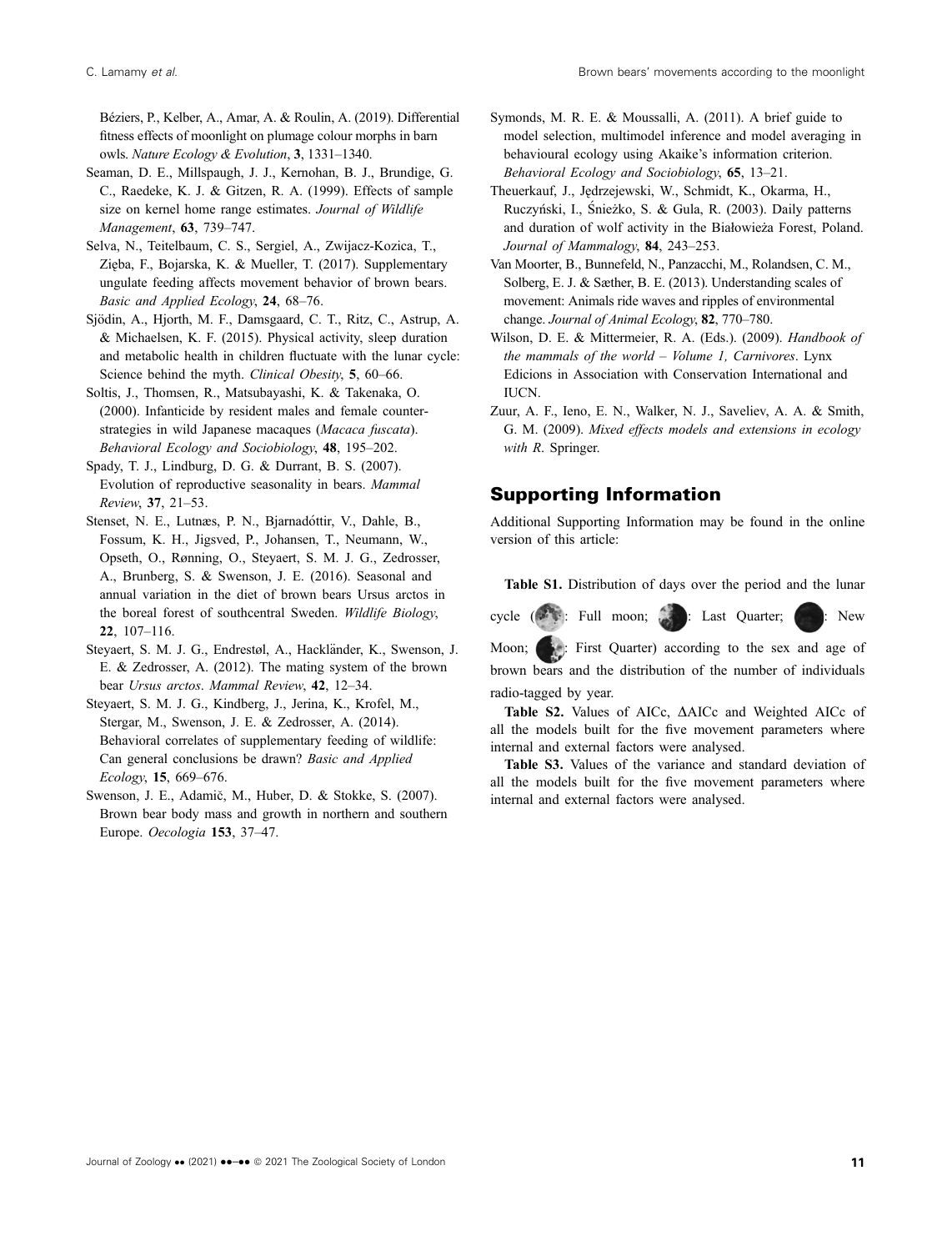Béziers, P., Kelber, A., Amar, A. & Roulin, A. (2019). Differential fitness effects of moonlight on plumage colour morphs in barn owls. *Nature Ecology & Evolution*, **3**, 1331–1340.

Seaman, D. E., Millspaugh, J. J., Kernohan, B. J., Brundige, G. C., Raedeke, K. J. & Gitzen, R. A. (1999). Effects of sample size on kernel home range estimates. *Journal of Wildlife Management*, **63**, 739–747.

Selva, N., Teitelbaum, C. S., Sergiel, A., Zwijacz-Kozica, T., Zięba, F., Bojarska, K. & Mueller, T. (2017). Supplementary ungulate feeding affects movement behavior of brown bears. *Basic and Applied Ecology*, **24**, 68–76.

Sjödin, A., Hjorth, M. F., Damsgaard, C. T., Ritz, C., Astrup, A. & Michaelsen, K. F. (2015). Physical activity, sleep duration and metabolic health in children fluctuate with the lunar cycle: Science behind the myth. *Clinical Obesity*, **5**, 60–66.

Soltis, J., Thomsen, R., Matsubayashi, K. & Takenaka, O. (2000). Infanticide by resident males and female counter-strategies in wild Japanese macaques (*Macaca fuscata*). *Behavioral Ecology and Sociobiology*, **48**, 195–202.

Spady, T. J., Lindburg, D. G. & Durrant, B. S. (2007). Evolution of reproductive seasonality in bears. *Mammal Review*, **37**, 21–53.

Stenset, N. E., Lutnæs, P. N., Bjarnadóttir, V., Dahle, B., Fossum, K. H., Jigsved, P., Johansen, T., Neumann, W., Opseth, O., Rønning, O., Steyaert, S. M. J. G., Zedrosser, A., Brunberg, S. & Swenson, J. E. (2016). Seasonal and annual variation in the diet of brown bears Ursus arctos in the boreal forest of southcentral Sweden. *Wildlife Biology*, **22**, 107–116.

Steyaert, S. M. J. G., Endrestøl, A., Hackländer, K., Swenson, J. E. & Zedrosser, A. (2012). The mating system of the brown bear *Ursus arctos*. *Mammal Review*, **42**, 12–34.

Steyaert, S. M. J. G., Kindberg, J., Jerina, K., Krofel, M., Stergar, M., Swenson, J. E. & Zedrosser, A. (2014). Behavioral correlates of supplementary feeding of wildlife: Can general conclusions be drawn? *Basic and Applied Ecology*, **15**, 669–676.

Swenson, J. E., Adamič, M., Huber, D. & Stokke, S. (2007). Brown bear body mass and growth in northern and southern Europe. *Oecologia* **153**, 37–47.

Symonds, M. R. E. & Moussalli, A. (2011). A brief guide to model selection, multimodel inference and model averaging in behavioural ecology using Akaike's information criterion. *Behavioral Ecology and Sociobiology*, **65**, 13–21.

Theuerkauf, J., Jędrzejewski, W., Schmidt, K., Okarma, H., Ruczyński, I., Śnieżko, S. & Gula, R. (2003). Daily patterns and duration of wolf activity in the Białowieża Forest, Poland. *Journal of Mammalogy*, **84**, 243–253.

Van Moorter, B., Bunnefeld, N., Panzacchi, M., Rolandsen, C. M., Solberg, E. J. & Sæther, B. E. (2013). Understanding scales of movement: Animals ride waves and ripples of environmental change. *Journal of Animal Ecology*, **82**, 770–780.

Wilson, D. E. & Mittermeier, R. A. (Eds.). (2009). *Handbook of the mammals of the world – Volume 1, Carnivores*. Lynx Edicions in Association with Conservation International and IUCN.

Zuur, A. F., Ieno, E. N., Walker, N. J., Saveliev, A. A. & Smith, G. M. (2009). *Mixed effects models and extensions in ecology with R*. Springer.

## Supporting Information

Additional Supporting Information may be found in the online version of this article:

**Table S1.** Distribution of days over the period and the lunar cycle ( : Full moon; : Last Quarter; : New Moon; : First Quarter) according to the sex and age of brown bears and the distribution of the number of individuals radio-tagged by year.

**Table S2.** Values of AICc, ΔAICc and Weighted AICc of all the models built for the five movement parameters where internal and external factors were analysed.

**Table S3.** Values of the variance and standard deviation of all the models built for the five movement parameters where internal and external factors were analysed.